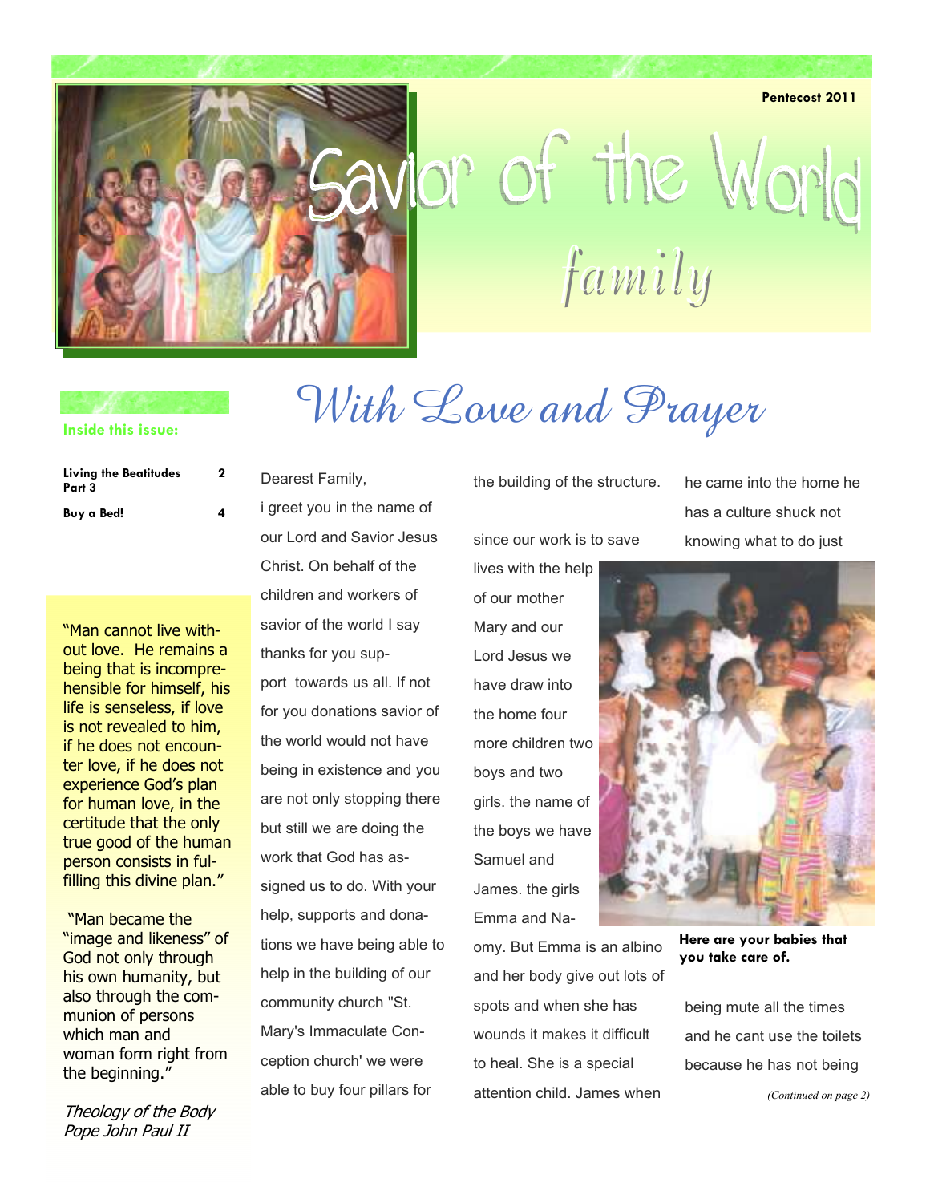Pentecost 2011

# Savior of the World

## family

**Inside this issue:**

| | |
|---|---|
| **Living the Beatitudes Part 3** | **2** |
| **Buy a Bed!** | **4** |

"Man cannot live without love. He remains a being that is incomprehensible for himself, his life is senseless, if love is not revealed to him, if he does not encounter love, if he does not experience God's plan for human love, in the certitude that the only true good of the human person consists in fulfilling this divine plan."

"Man became the "image and likeness" of God not only through his own humanity, but also through the communion of persons which man and woman form right from the beginning."

*Theology of the Body*
*Pope John Paul II*

# With Love and Prayer

Dearest Family,

i greet you in the name of our Lord and Savior Jesus Christ. On behalf of the children and workers of savior of the world I say thanks for you support towards us all. If not for you donations savior of the world would not have being in existence and you are not only stopping there but still we are doing the work that God has assigned us to do. With your help, supports and donations we have being able to help in the building of our community church "St. Mary's Immaculate Conception church' we were able to buy four pillars for the building of the structure.

since our work is to save lives with the help of our mother Mary and our Lord Jesus we have draw into the home four more children two boys and two girls. the name of the boys we have Samuel and James. the girls Emma and Naomy. But Emma is an albino and her body give out lots of spots and when she has wounds it makes it difficult to heal. She is a special attention child. James when he came into the home he has a culture shuck not knowing what to do just being mute all the times and he cant use the toilets because he has not being

**Here are your babies that you take care of.**

*(Continued on page 2)*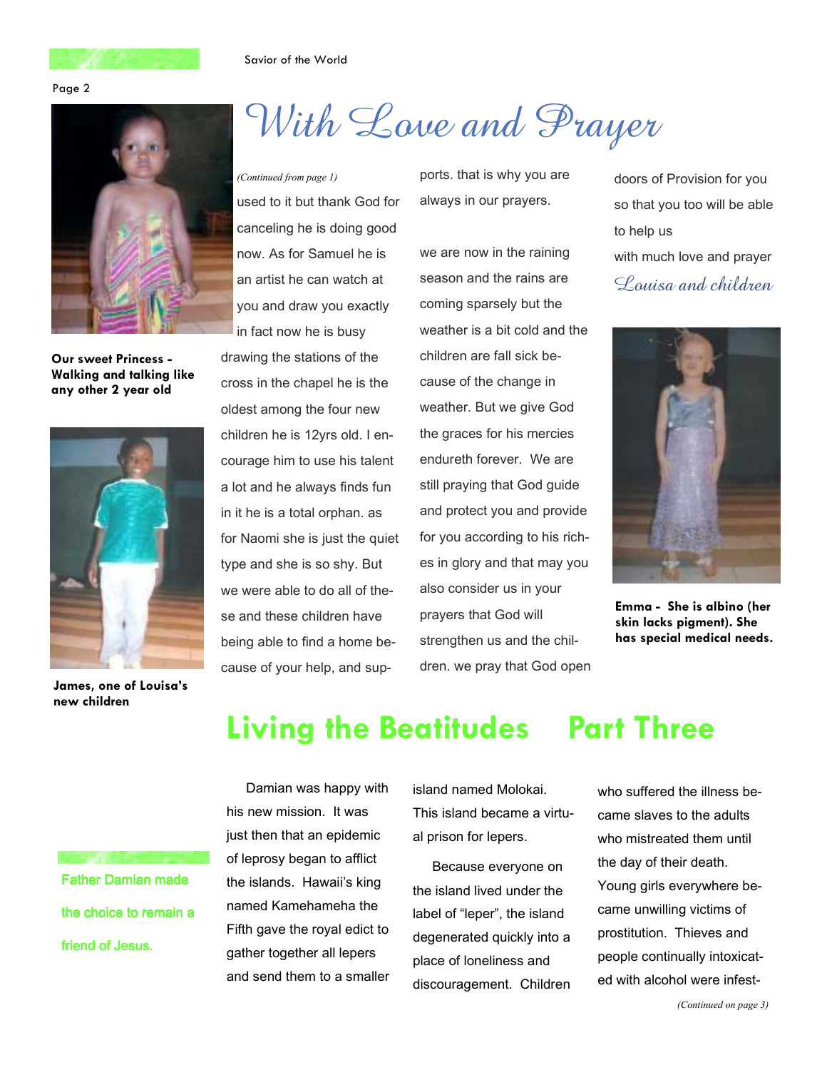# With Love and Prayer

*(Continued from page 1)*

used to it but thank God for canceling he is doing good now. As for Samuel he is an artist he can watch at you and draw you exactly in fact now he is busy drawing the stations of the cross in the chapel he is the oldest among the four new children he is 12yrs old. I encourage him to use his talent a lot and he always finds fun in it he is a total orphan. as for Naomi she is just the quiet type and she is so shy. But we were able to do all of these and these children have being able to find a home because of your help, and supports. that is why you are always in our prayers.

we are now in the raining season and the rains are coming sparsely but the weather is a bit cold and the children are fall sick because of the change in weather. But we give God the graces for his mercies endureth forever. We are still praying that God guide and protect you and provide for you according to his riches in glory and that may you also consider us in your prayers that God will strengthen us and the children. we pray that God open doors of Provision for you so that you too will be able to help us

with much love and prayer

*Louisa and children*

**Our sweet Princess - Walking and talking like any other 2 year old**

**James, one of Louisa's new children**

**Emma - She is albino (her skin lacks pigment). She has special medical needs.**

## Living the Beatitudes Part Three

Father Damian made the choice to remain a friend of Jesus.

Damian was happy with his new mission. It was just then that an epidemic of leprosy began to afflict the islands. Hawaii's king named Kamehameha the Fifth gave the royal edict to gather together all lepers and send them to a smaller island named Molokai. This island became a virtual prison for lepers.

Because everyone on the island lived under the label of "leper", the island degenerated quickly into a place of loneliness and discouragement. Children who suffered the illness became slaves to the adults who mistreated them until the day of their death. Young girls everywhere became unwilling victims of prostitution. Thieves and people continually intoxicated with alcohol were infest-

*(Continued on page 3)*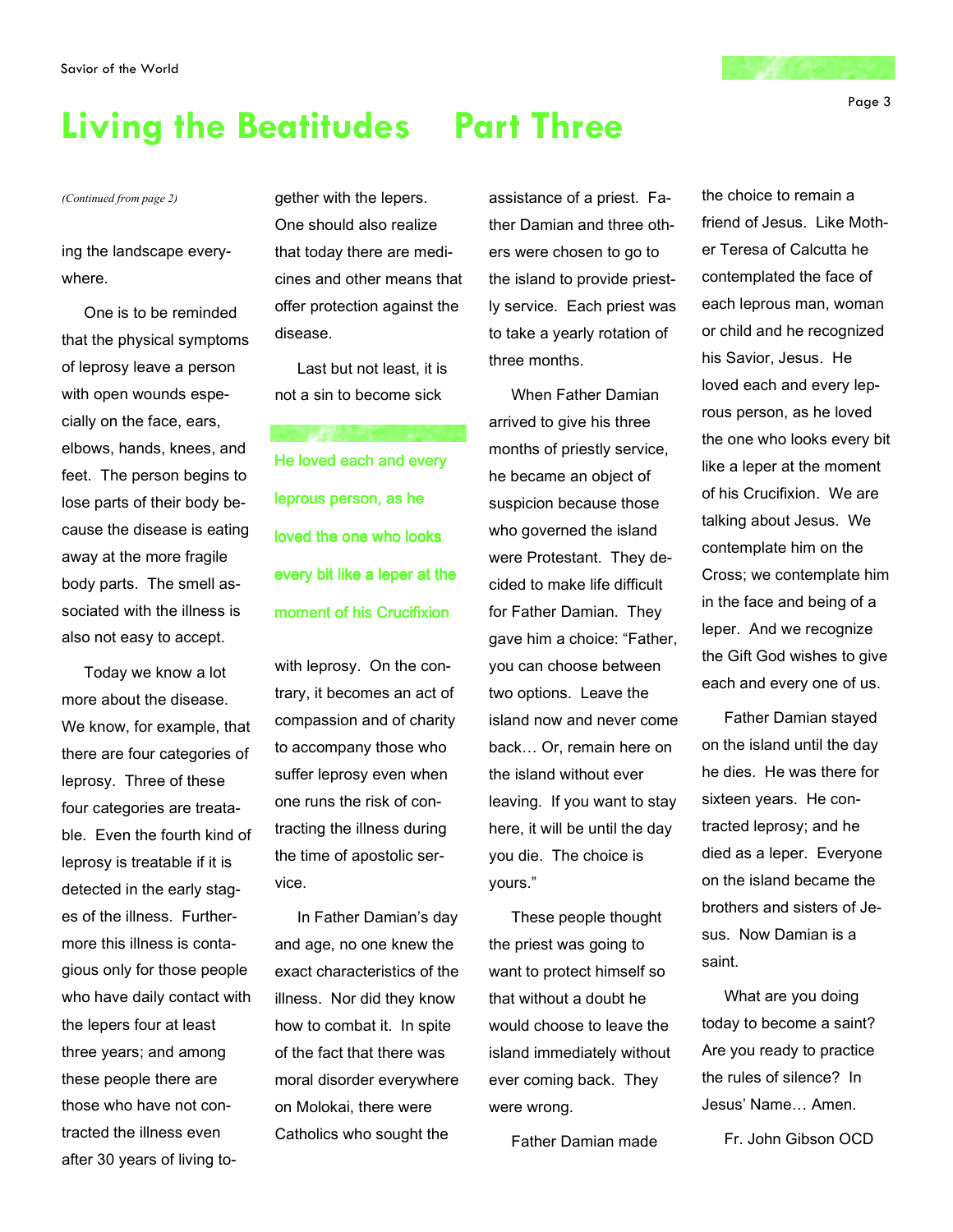# Living the Beatitudes  Part Three

*(Continued from page 2)*

ing the landscape everywhere.

One is to be reminded that the physical symptoms of leprosy leave a person with open wounds especially on the face, ears, elbows, hands, knees, and feet. The person begins to lose parts of their body because the disease is eating away at the more fragile body parts. The smell associated with the illness is also not easy to accept.

Today we know a lot more about the disease. We know, for example, that there are four categories of leprosy. Three of these four categories are treatable. Even the fourth kind of leprosy is treatable if it is detected in the early stages of the illness. Furthermore this illness is contagious only for those people who have daily contact with the lepers four at least three years; and among these people there are those who have not contracted the illness even after 30 years of living together with the lepers. One should also realize that today there are medicines and other means that offer protection against the disease.

Last but not least, it is not a sin to become sick with leprosy. On the contrary, it becomes an act of compassion and of charity to accompany those who suffer leprosy even when one runs the risk of contracting the illness during the time of apostolic service.

> **He loved each and every leprous person, as he loved the one who looks every bit like a leper at the moment of his Crucifixion**

In Father Damian's day and age, no one knew the exact characteristics of the illness. Nor did they know how to combat it. In spite of the fact that there was moral disorder everywhere on Molokai, there were Catholics who sought the assistance of a priest. Father Damian and three others were chosen to go to the island to provide priestly service. Each priest was to take a yearly rotation of three months.

When Father Damian arrived to give his three months of priestly service, he became an object of suspicion because those who governed the island were Protestant. They decided to make life difficult for Father Damian. They gave him a choice: "Father, you can choose between two options. Leave the island now and never come back… Or, remain here on the island without ever leaving. If you want to stay here, it will be until the day you die. The choice is yours."

These people thought the priest was going to want to protect himself so that without a doubt he would choose to leave the island immediately without ever coming back. They were wrong.

Father Damian made the choice to remain a friend of Jesus. Like Mother Teresa of Calcutta he contemplated the face of each leprous man, woman or child and he recognized his Savior, Jesus. He loved each and every leprous person, as he loved the one who looks every bit like a leper at the moment of his Crucifixion. We are talking about Jesus. We contemplate him on the Cross; we contemplate him in the face and being of a leper. And we recognize the Gift God wishes to give each and every one of us.

Father Damian stayed on the island until the day he dies. He was there for sixteen years. He contracted leprosy; and he died as a leper. Everyone on the island became the brothers and sisters of Jesus. Now Damian is a saint.

What are you doing today to become a saint? Are you ready to practice the rules of silence? In Jesus' Name… Amen.

Fr. John Gibson OCD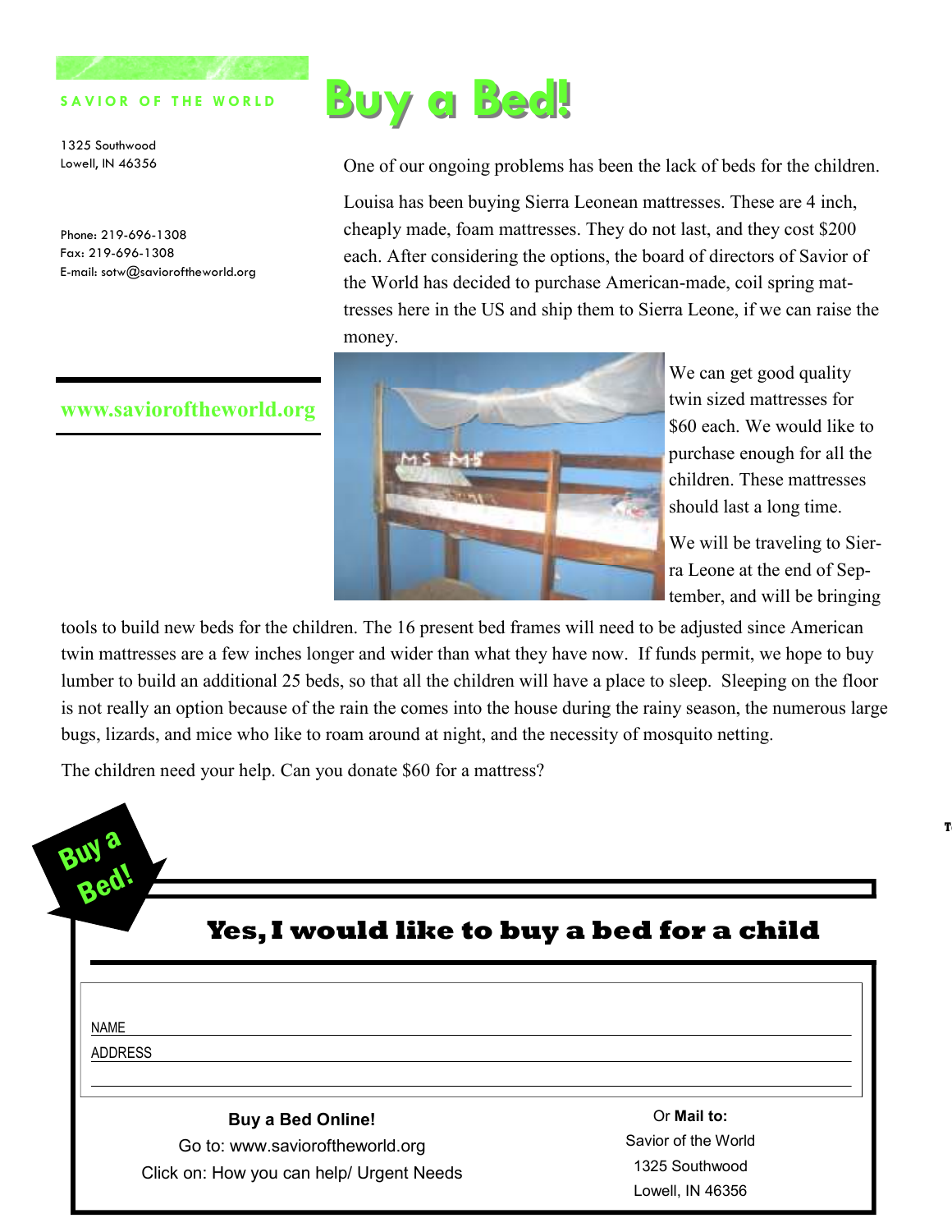**SAVIOR OF THE WORLD**

1325 Southwood
Lowell, IN 46356

Phone: 219-696-1308
Fax: 219-696-1308
E-mail: sotw@savioroftheworld.org

**www.savioroftheworld.org**

# Buy a Bed!

One of our ongoing problems has been the lack of beds for the children.

Louisa has been buying Sierra Leonean mattresses. These are 4 inch, cheaply made, foam mattresses. They do not last, and they cost $200 each. After considering the options, the board of directors of Savior of the World has decided to purchase American-made, coil spring mattresses here in the US and ship them to Sierra Leone, if we can raise the money.

We can get good quality twin sized mattresses for $60 each. We would like to purchase enough for all the children. These mattresses should last a long time.

We will be traveling to Sierra Leone at the end of September, and will be bringing tools to build new beds for the children. The 16 present bed frames will need to be adjusted since American twin mattresses are a few inches longer and wider than what they have now. If funds permit, we hope to buy lumber to build an additional 25 beds, so that all the children will have a place to sleep. Sleeping on the floor is not really an option because of the rain the comes into the house during the rainy season, the numerous large bugs, lizards, and mice who like to roam around at night, and the necessity of mosquito netting.

The children need your help. Can you donate $60 for a mattress?

**Buy a Bed!**

## Yes, I would like to buy a bed for a child

NAME ______________________________

ADDRESS ______________________________

______________________________

**Buy a Bed Online!**
Go to: www.savioroftheworld.org
Click on: How you can help/ Urgent Needs

Or **Mail to:**
Savior of the World
1325 Southwood
Lowell, IN 46356